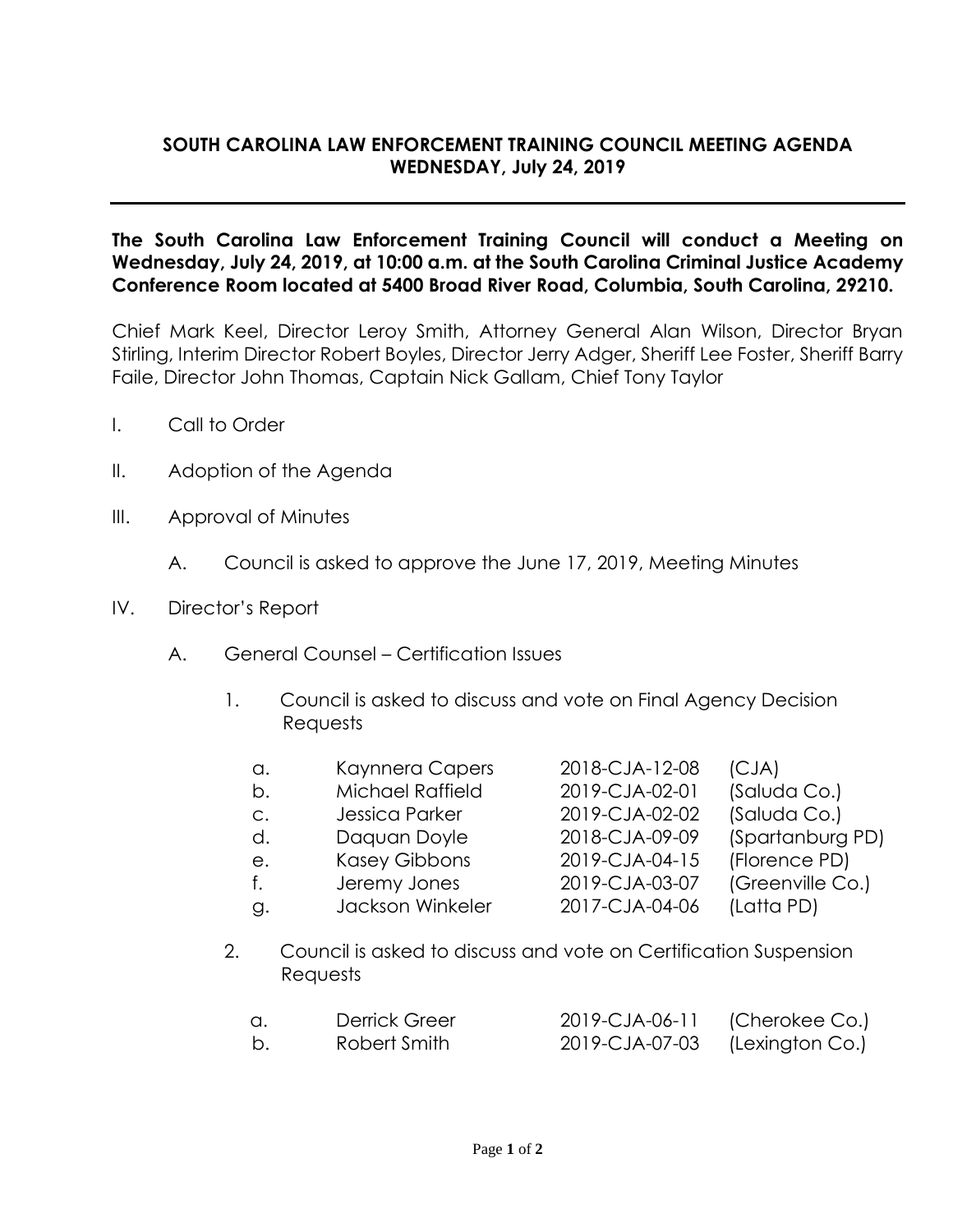# SOUTH CAROLINA LAW ENFORCEMENT TRAINING COUNCIL MEETING AGENDA
## WEDNESDAY, July 24, 2019

**The South Carolina Law Enforcement Training Council will conduct a Meeting on Wednesday, July 24, 2019, at 10:00 a.m. at the South Carolina Criminal Justice Academy Conference Room located at 5400 Broad River Road, Columbia, South Carolina, 29210.**

Chief Mark Keel, Director Leroy Smith, Attorney General Alan Wilson, Director Bryan Stirling, Interim Director Robert Boyles, Director Jerry Adger, Sheriff Lee Foster, Sheriff Barry Faile, Director John Thomas, Captain Nick Gallam, Chief Tony Taylor

I. Call to Order

II. Adoption of the Agenda

III. Approval of Minutes

  A. Council is asked to approve the June 17, 2019, Meeting Minutes

IV. Director's Report

  A. General Counsel – Certification Issues

    1. Council is asked to discuss and vote on Final Agency Decision Requests

| | | | |
|---|---|---|---|
| a. | Kaynnera Capers | 2018-CJA-12-08 | (CJA) |
| b. | Michael Raffield | 2019-CJA-02-01 | (Saluda Co.) |
| c. | Jessica Parker | 2019-CJA-02-02 | (Saluda Co.) |
| d. | Daquan Doyle | 2018-CJA-09-09 | (Spartanburg PD) |
| e. | Kasey Gibbons | 2019-CJA-04-15 | (Florence PD) |
| f. | Jeremy Jones | 2019-CJA-03-07 | (Greenville Co.) |
| g. | Jackson Winkeler | 2017-CJA-04-06 | (Latta PD) |

    2. Council is asked to discuss and vote on Certification Suspension Requests

| | | | |
|---|---|---|---|
| a. | Derrick Greer | 2019-CJA-06-11 | (Cherokee Co.) |
| b. | Robert Smith | 2019-CJA-07-03 | (Lexington Co.) |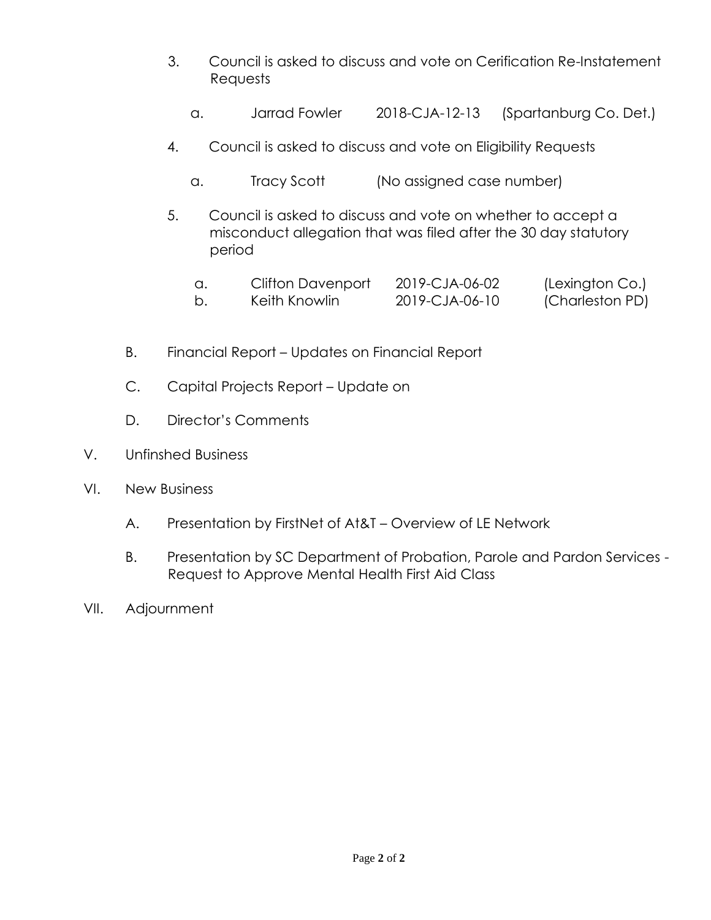3. Council is asked to discuss and vote on Cerification Re-Instatement Requests

   a. Jarrad Fowler 2018-CJA-12-13 (Spartanburg Co. Det.)

4. Council is asked to discuss and vote on Eligibility Requests

   a. Tracy Scott (No assigned case number)

5. Council is asked to discuss and vote on whether to accept a misconduct allegation that was filed after the 30 day statutory period

   a. Clifton Davenport 2019-CJA-06-02 (Lexington Co.)
   b. Keith Knowlin 2019-CJA-06-10 (Charleston PD)

B. Financial Report – Updates on Financial Report

C. Capital Projects Report – Update on

D. Director's Comments

V. Unfinshed Business

VI. New Business

A. Presentation by FirstNet of At&T – Overview of LE Network

B. Presentation by SC Department of Probation, Parole and Pardon Services - Request to Approve Mental Health First Aid Class

VII. Adjournment